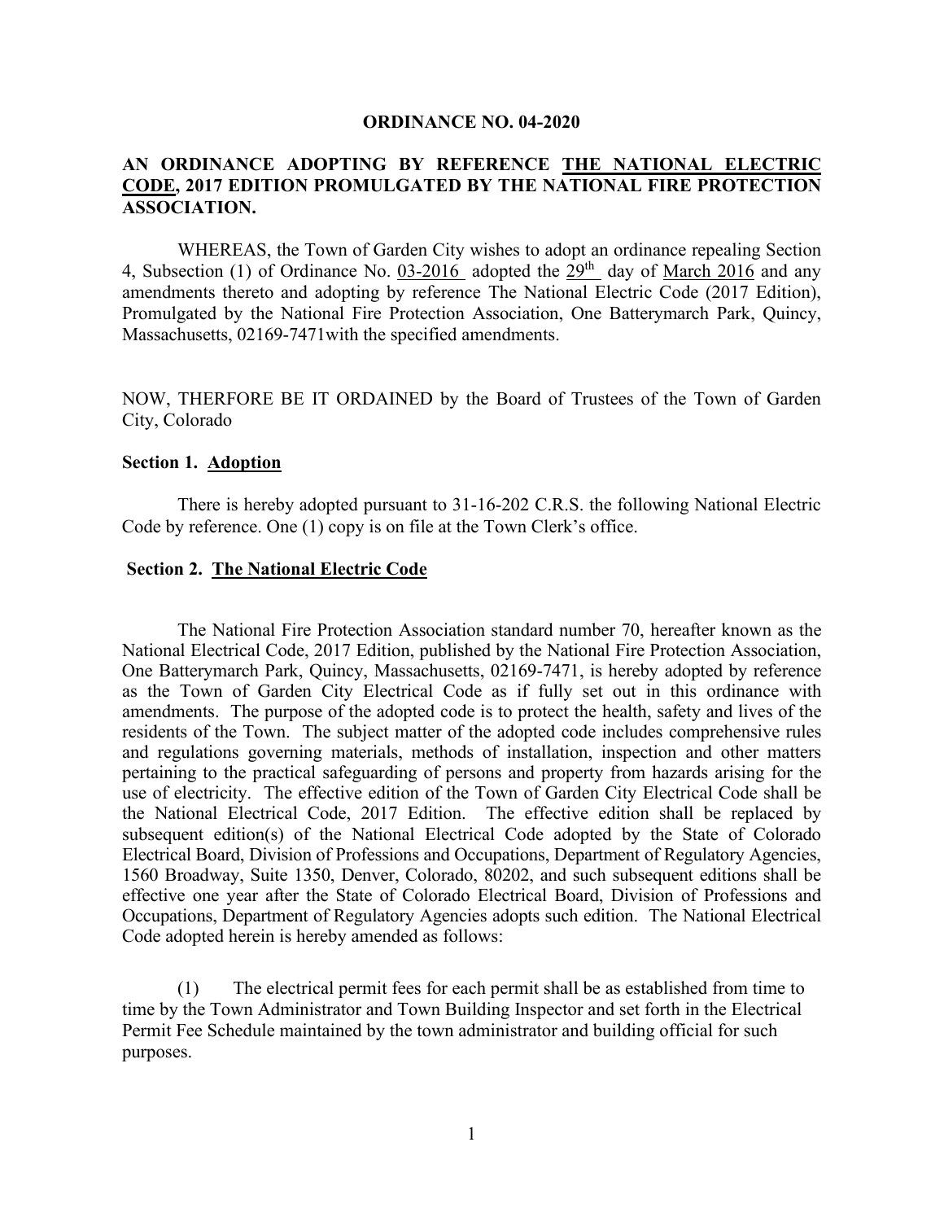**ORDINANCE NO. 04-2020**

**AN ORDINANCE ADOPTING BY REFERENCE THE NATIONAL ELECTRIC CODE, 2017 EDITION PROMULGATED BY THE NATIONAL FIRE PROTECTION ASSOCIATION.**

WHEREAS, the Town of Garden City wishes to adopt an ordinance repealing Section 4, Subsection (1) of Ordinance No. 03-2016 adopted the 29th day of March 2016 and any amendments thereto and adopting by reference The National Electric Code (2017 Edition), Promulgated by the National Fire Protection Association, One Batterymarch Park, Quincy, Massachusetts, 02169-7471with the specified amendments.

NOW, THERFORE BE IT ORDAINED by the Board of Trustees of the Town of Garden City, Colorado

**Section 1. Adoption**

There is hereby adopted pursuant to 31-16-202 C.R.S. the following National Electric Code by reference. One (1) copy is on file at the Town Clerk's office.

**Section 2. The National Electric Code**

The National Fire Protection Association standard number 70, hereafter known as the National Electrical Code, 2017 Edition, published by the National Fire Protection Association, One Batterymarch Park, Quincy, Massachusetts, 02169-7471, is hereby adopted by reference as the Town of Garden City Electrical Code as if fully set out in this ordinance with amendments. The purpose of the adopted code is to protect the health, safety and lives of the residents of the Town. The subject matter of the adopted code includes comprehensive rules and regulations governing materials, methods of installation, inspection and other matters pertaining to the practical safeguarding of persons and property from hazards arising for the use of electricity. The effective edition of the Town of Garden City Electrical Code shall be the National Electrical Code, 2017 Edition. The effective edition shall be replaced by subsequent edition(s) of the National Electrical Code adopted by the State of Colorado Electrical Board, Division of Professions and Occupations, Department of Regulatory Agencies, 1560 Broadway, Suite 1350, Denver, Colorado, 80202, and such subsequent editions shall be effective one year after the State of Colorado Electrical Board, Division of Professions and Occupations, Department of Regulatory Agencies adopts such edition. The National Electrical Code adopted herein is hereby amended as follows:

(1) The electrical permit fees for each permit shall be as established from time to time by the Town Administrator and Town Building Inspector and set forth in the Electrical Permit Fee Schedule maintained by the town administrator and building official for such purposes.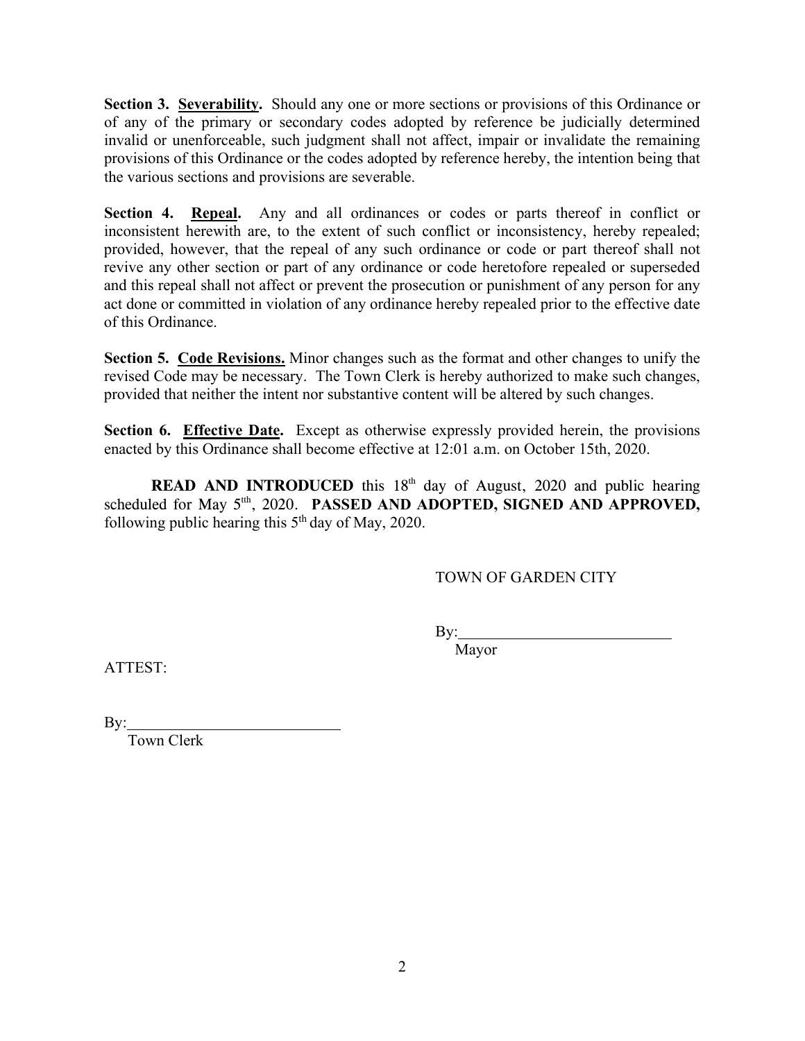**Section 3. Severability.** Should any one or more sections or provisions of this Ordinance or of any of the primary or secondary codes adopted by reference be judicially determined invalid or unenforceable, such judgment shall not affect, impair or invalidate the remaining provisions of this Ordinance or the codes adopted by reference hereby, the intention being that the various sections and provisions are severable.

**Section 4. Repeal.** Any and all ordinances or codes or parts thereof in conflict or inconsistent herewith are, to the extent of such conflict or inconsistency, hereby repealed; provided, however, that the repeal of any such ordinance or code or part thereof shall not revive any other section or part of any ordinance or code heretofore repealed or superseded and this repeal shall not affect or prevent the prosecution or punishment of any person for any act done or committed in violation of any ordinance hereby repealed prior to the effective date of this Ordinance.

**Section 5. Code Revisions.** Minor changes such as the format and other changes to unify the revised Code may be necessary. The Town Clerk is hereby authorized to make such changes, provided that neither the intent nor substantive content will be altered by such changes.

**Section 6. Effective Date.** Except as otherwise expressly provided herein, the provisions enacted by this Ordinance shall become effective at 12:01 a.m. on October 15th, 2020.

**READ AND INTRODUCED** this 18th day of August, 2020 and public hearing scheduled for May 5tth, 2020. **PASSED AND ADOPTED, SIGNED AND APPROVED,** following public hearing this 5th day of May, 2020.

TOWN OF GARDEN CITY

By:\_\_\_\_\_\_\_\_\_\_\_\_\_\_\_\_\_\_\_\_\_\_\_\_\_\_\_\_
Mayor

ATTEST:

By:\_\_\_\_\_\_\_\_\_\_\_\_\_\_\_\_\_\_\_\_\_\_\_\_\_\_\_\_
Town Clerk